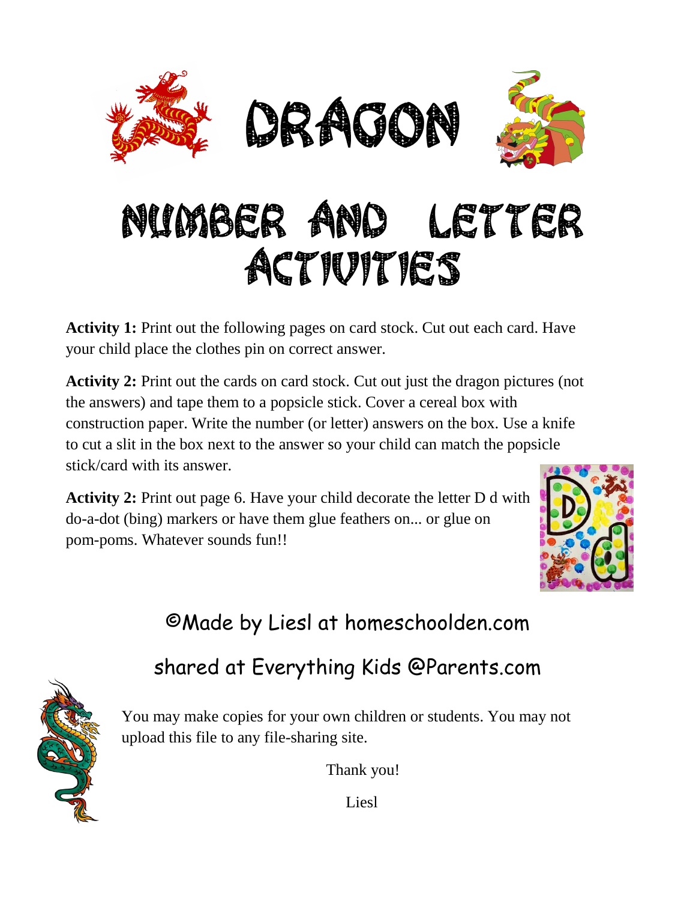# DRAGON

# NUMBER AND LETTER ACTIVITIES

**Activity 1:** Print out the following pages on card stock. Cut out each card. Have your child place the clothes pin on correct answer.

**Activity 2:** Print out the cards on card stock. Cut out just the dragon pictures (not the answers) and tape them to a popsicle stick. Cover a cereal box with construction paper. Write the number (or letter) answers on the box. Use a knife to cut a slit in the box next to the answer so your child can match the popsicle stick/card with its answer.

**Activity 2:** Print out page 6. Have your child decorate the letter D d with do-a-dot (bing) markers or have them glue feathers on... or glue on pom-poms. Whatever sounds fun!!

©Made by Liesl at homeschoolden.com

shared at Everything Kids @Parents.com

You may make copies for your own children or students. You may not upload this file to any file-sharing site.

Thank you!

Liesl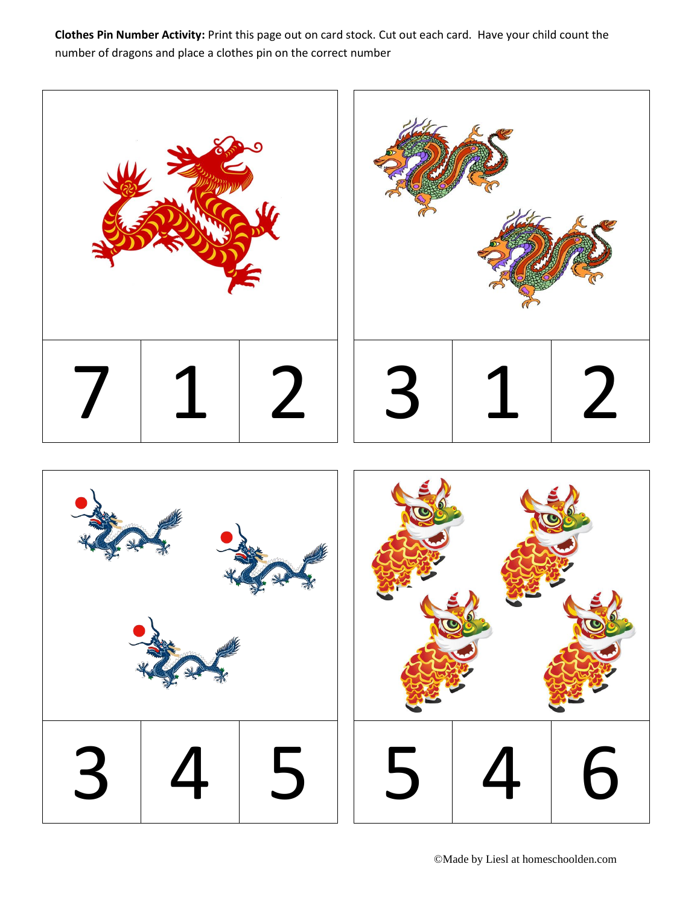**Clothes Pin Number Activity:** Print this page out on card stock. Cut out each card. Have your child count the number of dragons and place a clothes pin on the correct number

| 7 | 1 | 2 |
|---|---|---|

| 3 | 1 | 2 |
|---|---|---|

| 3 | 4 | 5 |
|---|---|---|

| 5 | 4 | 6 |
|---|---|---|

©Made by Liesl at homeschoolden.com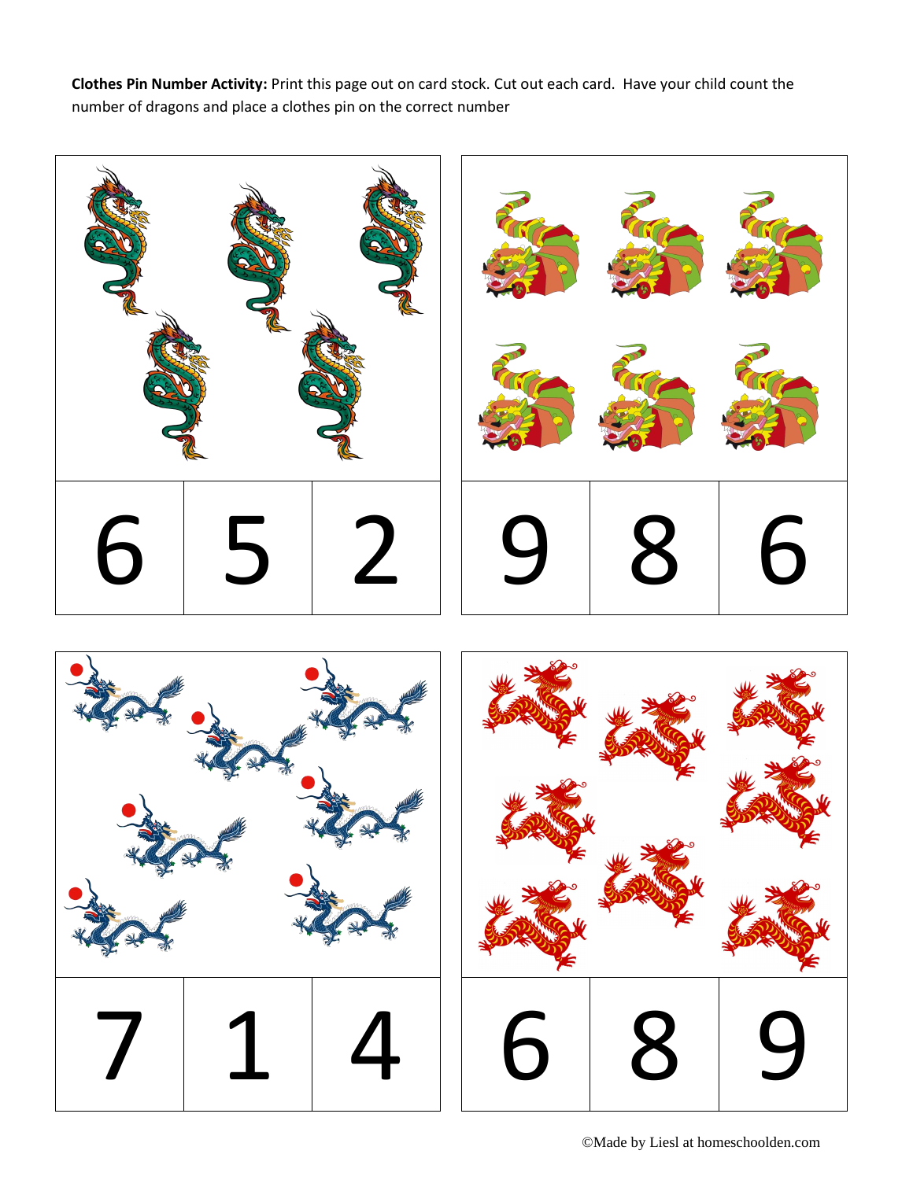**Clothes Pin Number Activity:** Print this page out on card stock. Cut out each card. Have your child count the number of dragons and place a clothes pin on the correct number

| 6 | 5 | 2 |
|---|---|---|

| 9 | 8 | 6 |
|---|---|---|

| 7 | 1 | 4 |
|---|---|---|

| 6 | 8 | 9 |
|---|---|---|

©Made by Liesl at homeschoolden.com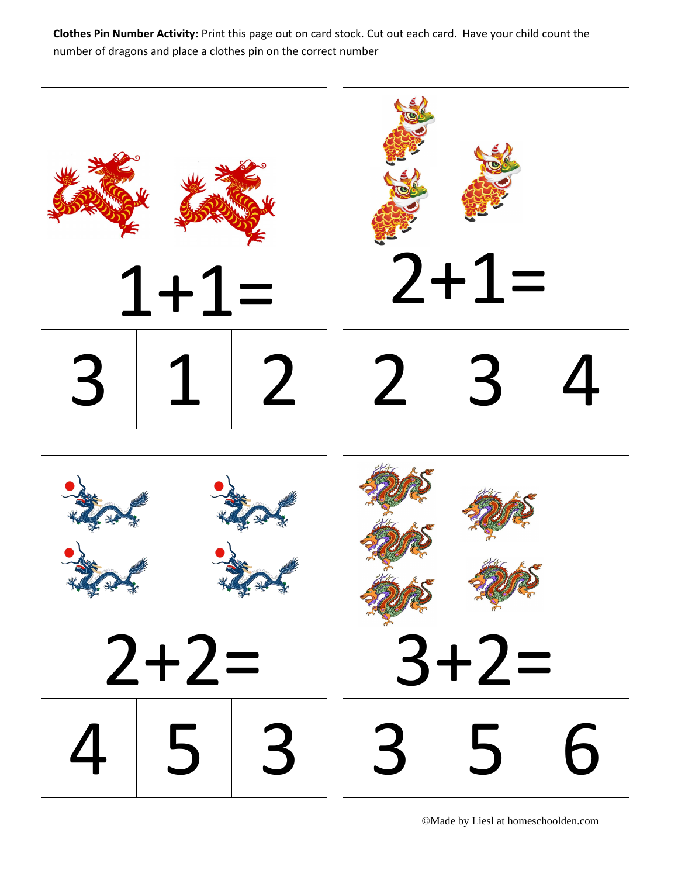**Clothes Pin Number Activity:** Print this page out on card stock. Cut out each card. Have your child count the number of dragons and place a clothes pin on the correct number

$1+1=$

| 3 | 1 | 2 |
|---|---|---|

$2+1=$

| 2 | 3 | 4 |
|---|---|---|

$2+2=$

| 4 | 5 | 3 |
|---|---|---|

$3+2=$

| 3 | 5 | 6 |
|---|---|---|

©Made by Liesl at homeschoolden.com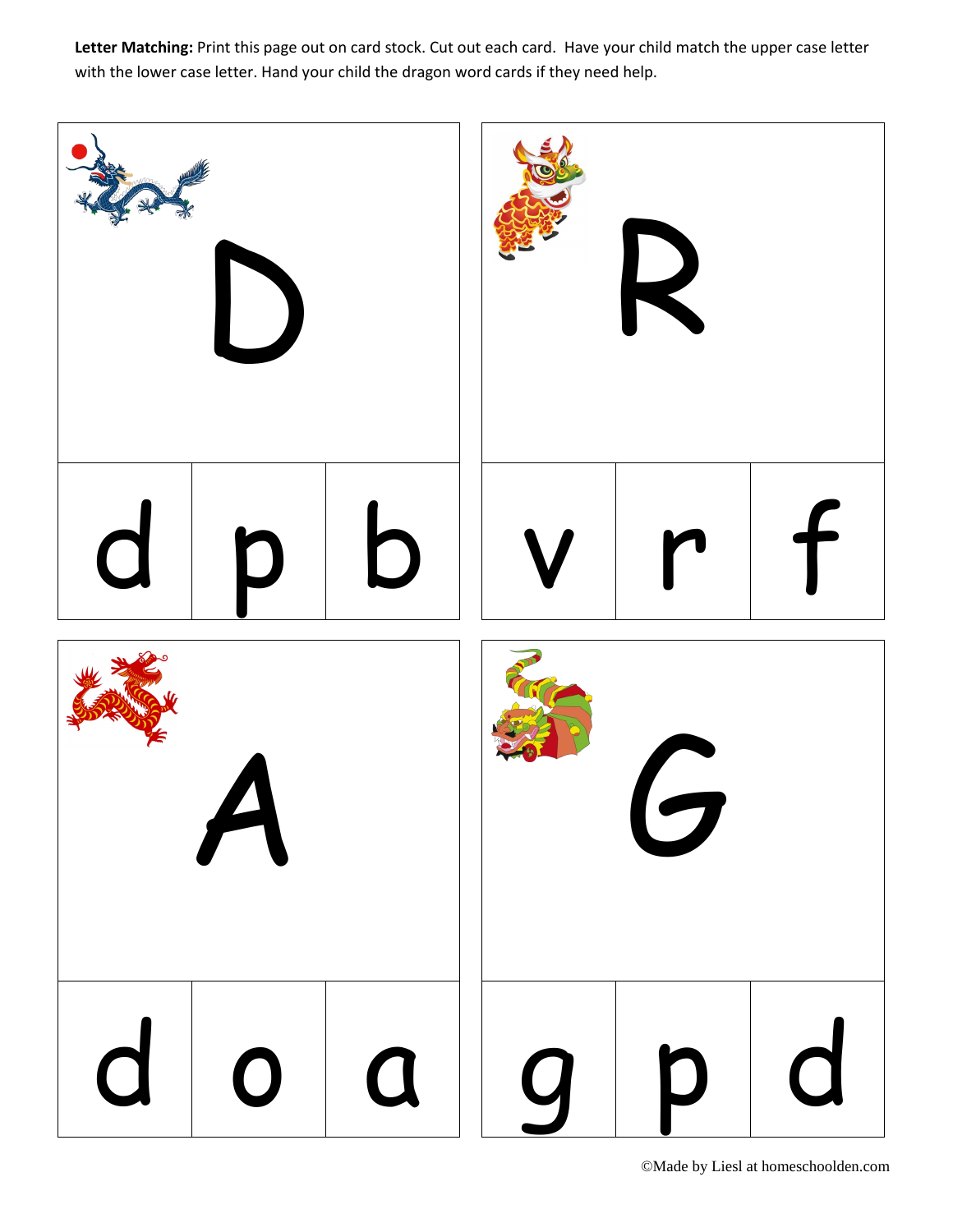**Letter Matching:** Print this page out on card stock. Cut out each card. Have your child match the upper case letter with the lower case letter. Hand your child the dragon word cards if they need help.

| D | | |
|---|---|---|
| d | p | b |

| R | | |
|---|---|---|
| v | r | f |

| A | | |
|---|---|---|
| d | o | a |

| G | | |
|---|---|---|
| g | p | d |

©Made by Liesl at homeschoolden.com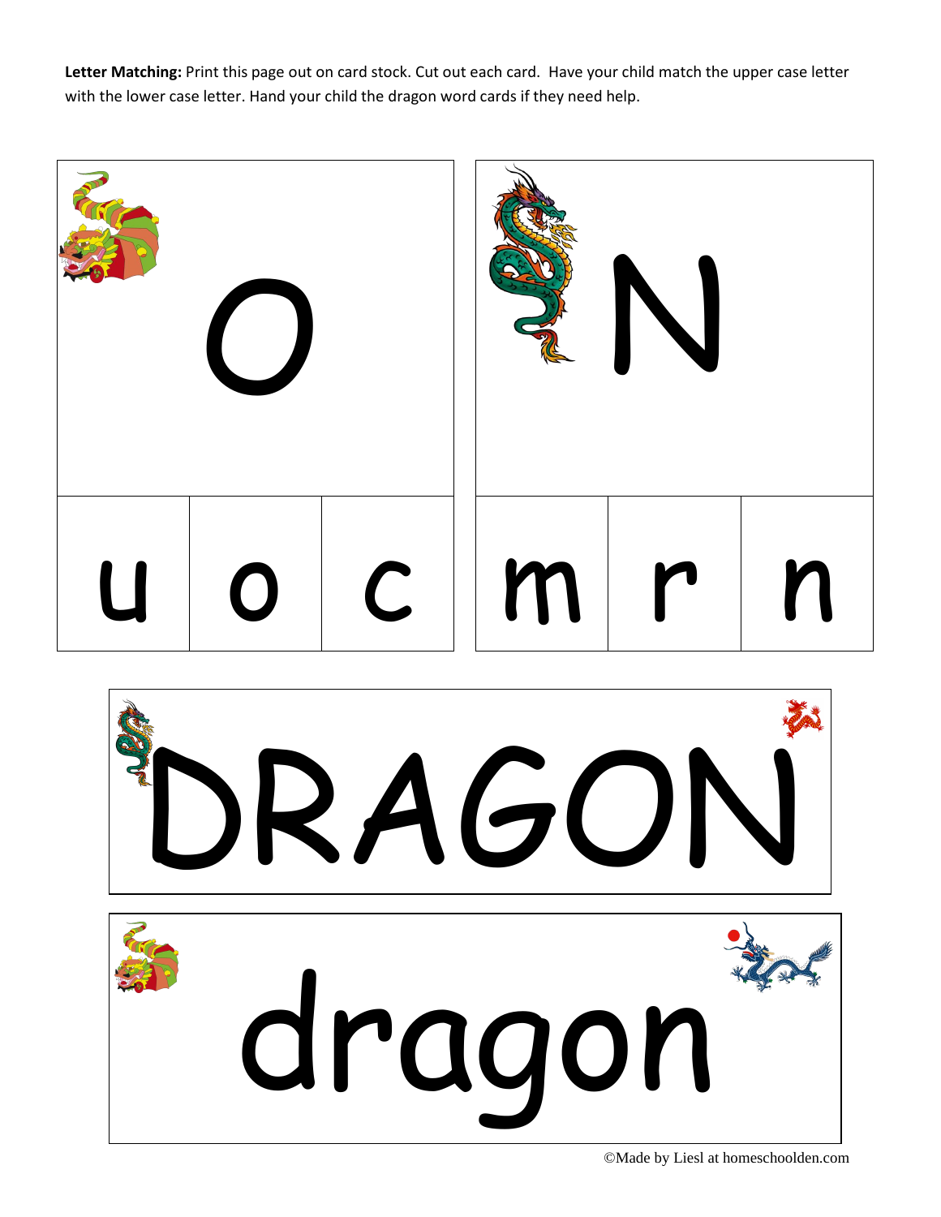**Letter Matching:** Print this page out on card stock. Cut out each card. Have your child match the upper case letter with the lower case letter. Hand your child the dragon word cards if they need help.

| O | | | N | | |
|---|---|---|---|---|---|
| u | o | c | m | r | n |

DRAGON

dragon

©Made by Liesl at homeschoolden.com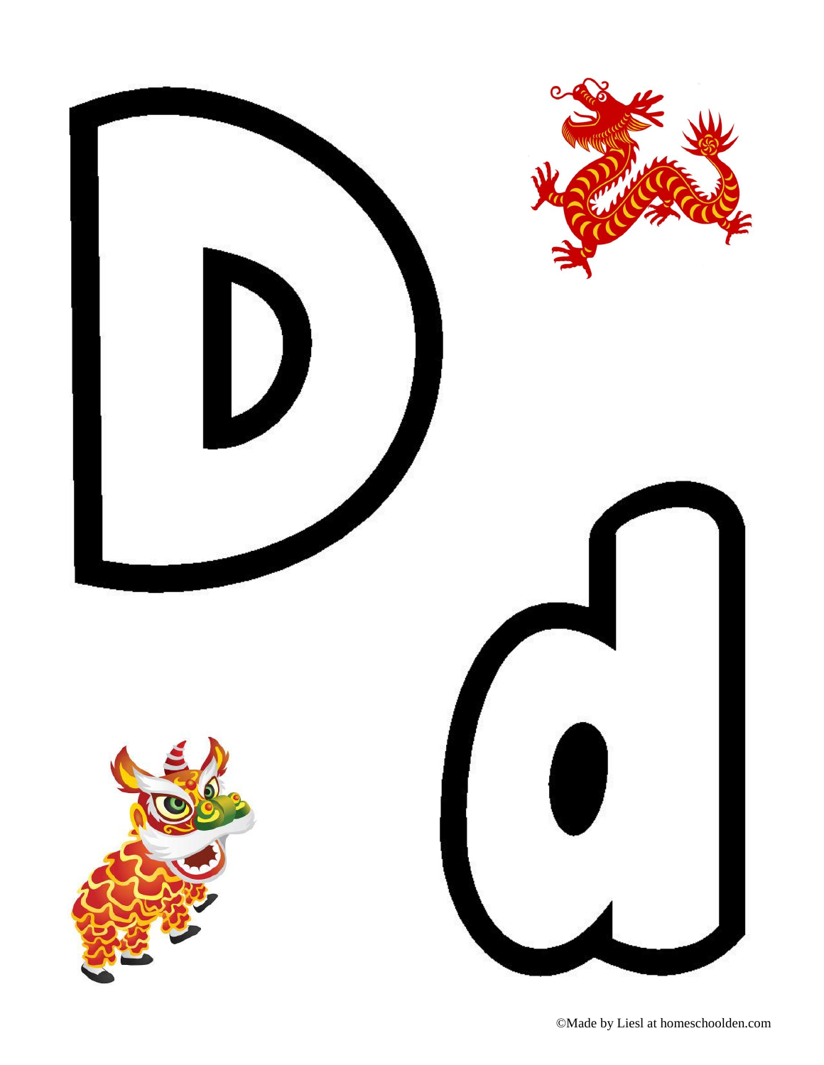D

d

©Made by Liesl at homeschoolden.com